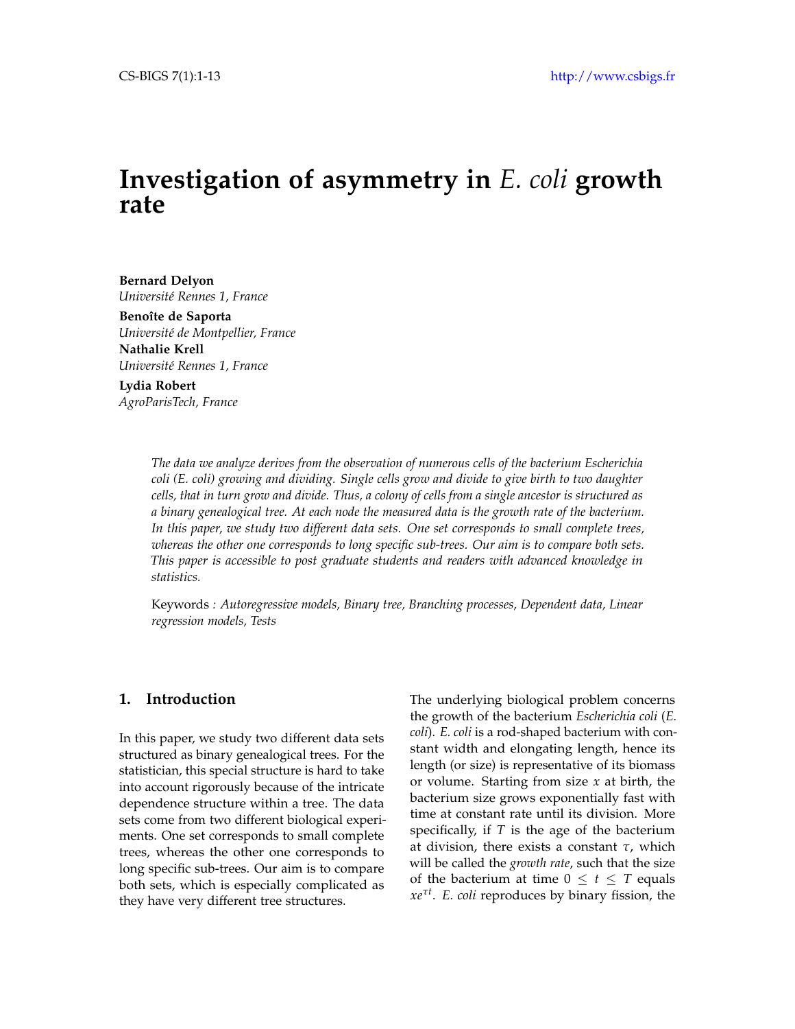# Investigation of asymmetry in *E. coli* growth rate

**Bernard Delyon**
*Université Rennes 1, France*

**Benoîte de Saporta**
*Université de Montpellier, France*

**Nathalie Krell**
*Université Rennes 1, France*

**Lydia Robert**
*AgroParisTech, France*

*The data we analyze derives from the observation of numerous cells of the bacterium Escherichia coli (E. coli) growing and dividing. Single cells grow and divide to give birth to two daughter cells, that in turn grow and divide. Thus, a colony of cells from a single ancestor is structured as a binary genealogical tree. At each node the measured data is the growth rate of the bacterium. In this paper, we study two different data sets. One set corresponds to small complete trees, whereas the other one corresponds to long specific sub-trees. Our aim is to compare both sets. This paper is accessible to post graduate students and readers with advanced knowledge in statistics.*

Keywords *: Autoregressive models, Binary tree, Branching processes, Dependent data, Linear regression models, Tests*

## 1. Introduction

In this paper, we study two different data sets structured as binary genealogical trees. For the statistician, this special structure is hard to take into account rigorously because of the intricate dependence structure within a tree. The data sets come from two different biological experiments. One set corresponds to small complete trees, whereas the other one corresponds to long specific sub-trees. Our aim is to compare both sets, which is especially complicated as they have very different tree structures.

The underlying biological problem concerns the growth of the bacterium *Escherichia coli* (*E. coli*). *E. coli* is a rod-shaped bacterium with constant width and elongating length, hence its length (or size) is representative of its biomass or volume. Starting from size $x$ at birth, the bacterium size grows exponentially fast with time at constant rate until its division. More specifically, if $T$ is the age of the bacterium at division, there exists a constant $\tau$, which will be called the *growth rate*, such that the size of the bacterium at time $0 \leq t \leq T$ equals $xe^{\tau t}$. *E. coli* reproduces by binary fission, the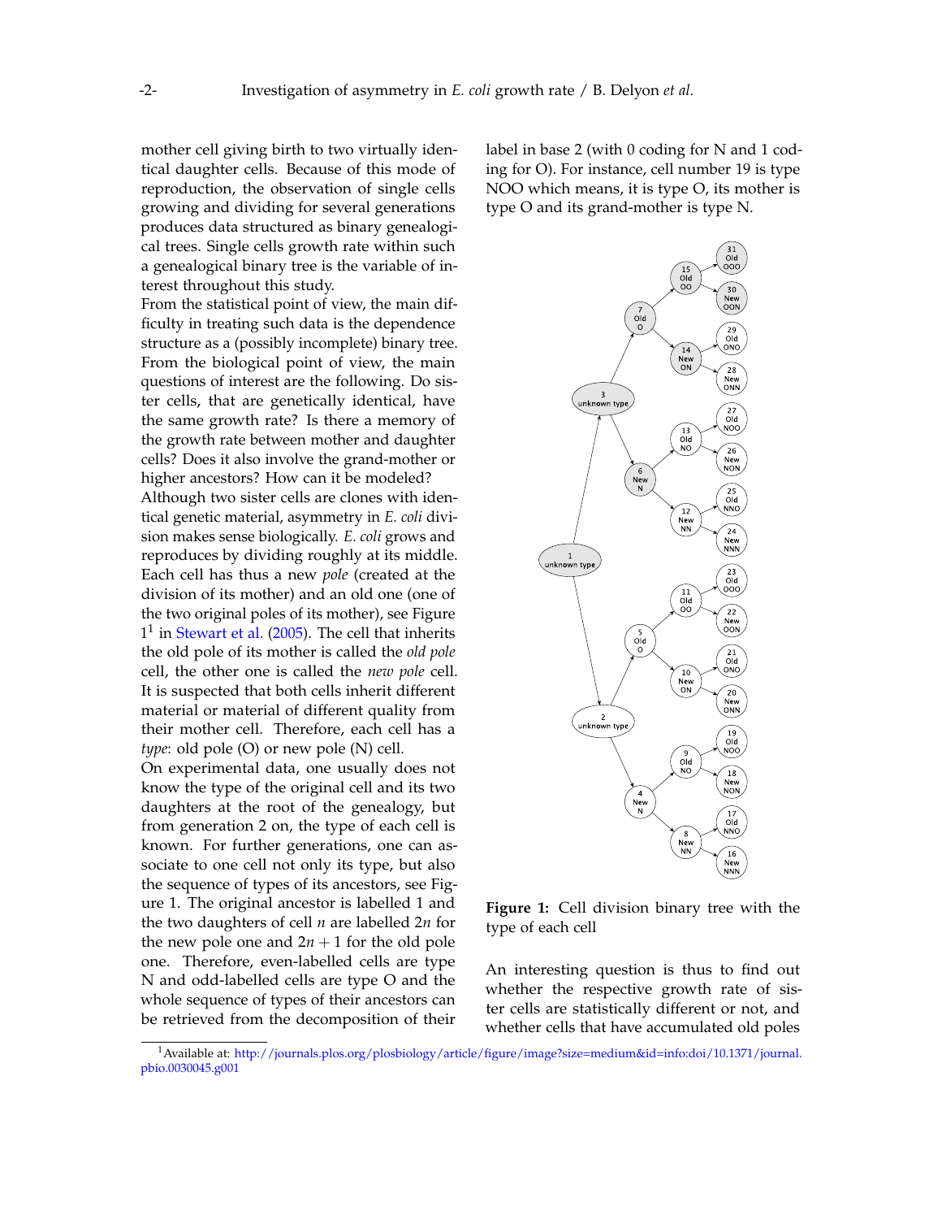mother cell giving birth to two virtually identical daughter cells. Because of this mode of reproduction, the observation of single cells growing and dividing for several generations produces data structured as binary genealogical trees. Single cells growth rate within such a genealogical binary tree is the variable of interest throughout this study.

From the statistical point of view, the main difficulty in treating such data is the dependence structure as a (possibly incomplete) binary tree. From the biological point of view, the main questions of interest are the following. Do sister cells, that are genetically identical, have the same growth rate? Is there a memory of the growth rate between mother and daughter cells? Does it also involve the grand-mother or higher ancestors? How can it be modeled?

Although two sister cells are clones with identical genetic material, asymmetry in *E. coli* division makes sense biologically. *E. coli* grows and reproduces by dividing roughly at its middle. Each cell has thus a new *pole* (created at the division of its mother) and an old one (one of the two original poles of its mother), see Figure 1[1] in Stewart et al. (2005). The cell that inherits the old pole of its mother is called the *old pole* cell, the other one is called the *new pole* cell. It is suspected that both cells inherit different material or material of different quality from their mother cell. Therefore, each cell has a *type*: old pole (O) or new pole (N) cell.

On experimental data, one usually does not know the type of the original cell and its two daughters at the root of the genealogy, but from generation 2 on, the type of each cell is known. For further generations, one can associate to one cell not only its type, but also the sequence of types of its ancestors, see Figure 1. The original ancestor is labelled 1 and the two daughters of cell $n$ are labelled $2n$ for the new pole one and $2n+1$ for the old pole one. Therefore, even-labelled cells are type N and odd-labelled cells are type O and the whole sequence of types of their ancestors can be retrieved from the decomposition of their label in base 2 (with 0 coding for N and 1 coding for O). For instance, cell number 19 is type NOO which means, it is type O, its mother is type O and its grand-mother is type N.

Figure 1: Cell division binary tree with the type of each cell

An interesting question is thus to find out whether the respective growth rate of sister cells are statistically different or not, and whether cells that have accumulated old poles

[1] Available at: http://journals.plos.org/plosbiology/article/figure/image?size=medium&id=info:doi/10.1371/journal.pbio.0030045.g001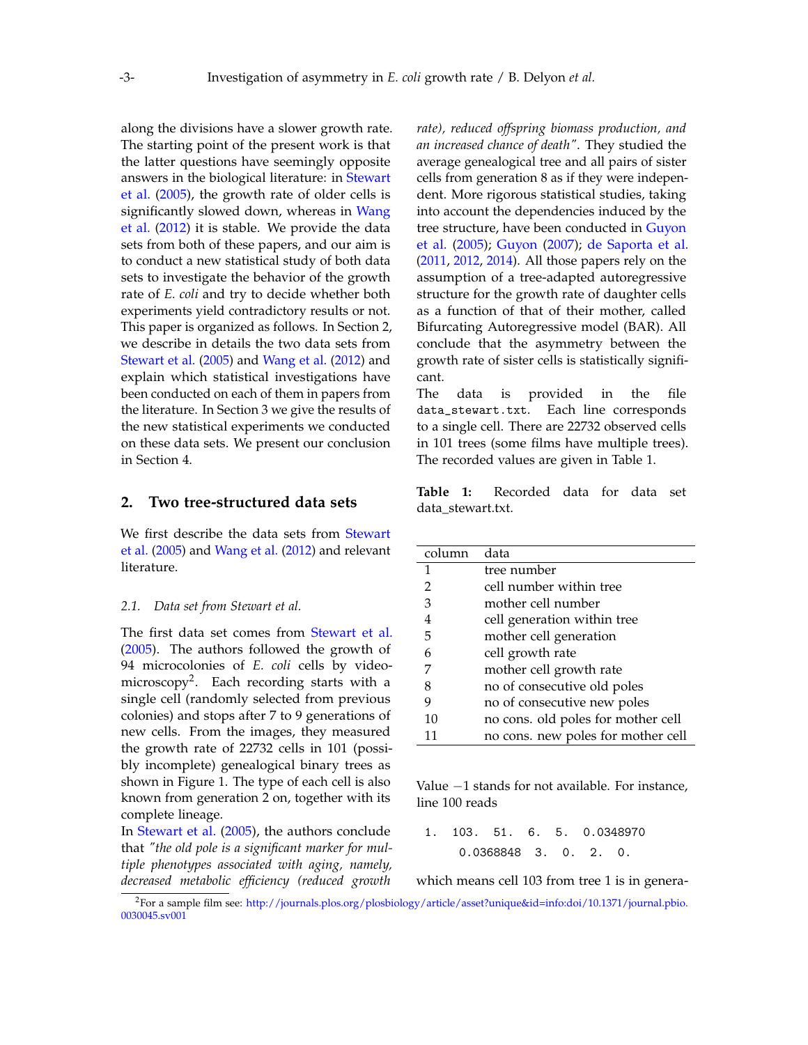along the divisions have a slower growth rate. The starting point of the present work is that the latter questions have seemingly opposite answers in the biological literature: in Stewart et al. (2005), the growth rate of older cells is significantly slowed down, whereas in Wang et al. (2012) it is stable. We provide the data sets from both of these papers, and our aim is to conduct a new statistical study of both data sets to investigate the behavior of the growth rate of *E. coli* and try to decide whether both experiments yield contradictory results or not. This paper is organized as follows. In Section 2, we describe in details the two data sets from Stewart et al. (2005) and Wang et al. (2012) and explain which statistical investigations have been conducted on each of them in papers from the literature. In Section 3 we give the results of the new statistical experiments we conducted on these data sets. We present our conclusion in Section 4.

## 2. Two tree-structured data sets

We first describe the data sets from Stewart et al. (2005) and Wang et al. (2012) and relevant literature.

### 2.1. Data set from Stewart et al.

The first data set comes from Stewart et al. (2005). The authors followed the growth of 94 microcolonies of *E. coli* cells by video-microscopy[2]. Each recording starts with a single cell (randomly selected from previous colonies) and stops after 7 to 9 generations of new cells. From the images, they measured the growth rate of 22732 cells in 101 (possibly incomplete) genealogical binary trees as shown in Figure 1. The type of each cell is also known from generation 2 on, together with its complete lineage.

In Stewart et al. (2005), the authors conclude that *"the old pole is a significant marker for multiple phenotypes associated with aging, namely, decreased metabolic efficiency (reduced growth rate), reduced offspring biomass production, and an increased chance of death"*. They studied the average genealogical tree and all pairs of sister cells from generation 8 as if they were independent. More rigorous statistical studies, taking into account the dependencies induced by the tree structure, have been conducted in Guyon et al. (2005); Guyon (2007); de Saporta et al. (2011, 2012, 2014). All those papers rely on the assumption of a tree-adapted autoregressive structure for the growth rate of daughter cells as a function of that of their mother, called Bifurcating Autoregressive model (BAR). All conclude that the asymmetry between the growth rate of sister cells is statistically significant.

The data is provided in the file `data_stewart.txt`. Each line corresponds to a single cell. There are 22732 observed cells in 101 trees (some films have multiple trees). The recorded values are given in Table 1.

**Table 1:** Recorded data for data set data_stewart.txt.

| column | data |
|---|---|
| 1 | tree number |
| 2 | cell number within tree |
| 3 | mother cell number |
| 4 | cell generation within tree |
| 5 | mother cell generation |
| 6 | cell growth rate |
| 7 | mother cell growth rate |
| 8 | no of consecutive old poles |
| 9 | no of consecutive new poles |
| 10 | no cons. old poles for mother cell |
| 11 | no cons. new poles for mother cell |

Value $-1$ stands for not available. For instance, line 100 reads

```
1.  103.  51.  6.  5.  0.0348970
      0.0368848  3.  0.  2.  0.
```

which means cell 103 from tree 1 is in genera-

[2] For a sample film see: http://journals.plos.org/plosbiology/article/asset?unique&id=info:doi/10.1371/journal.pbio.0030045.sv001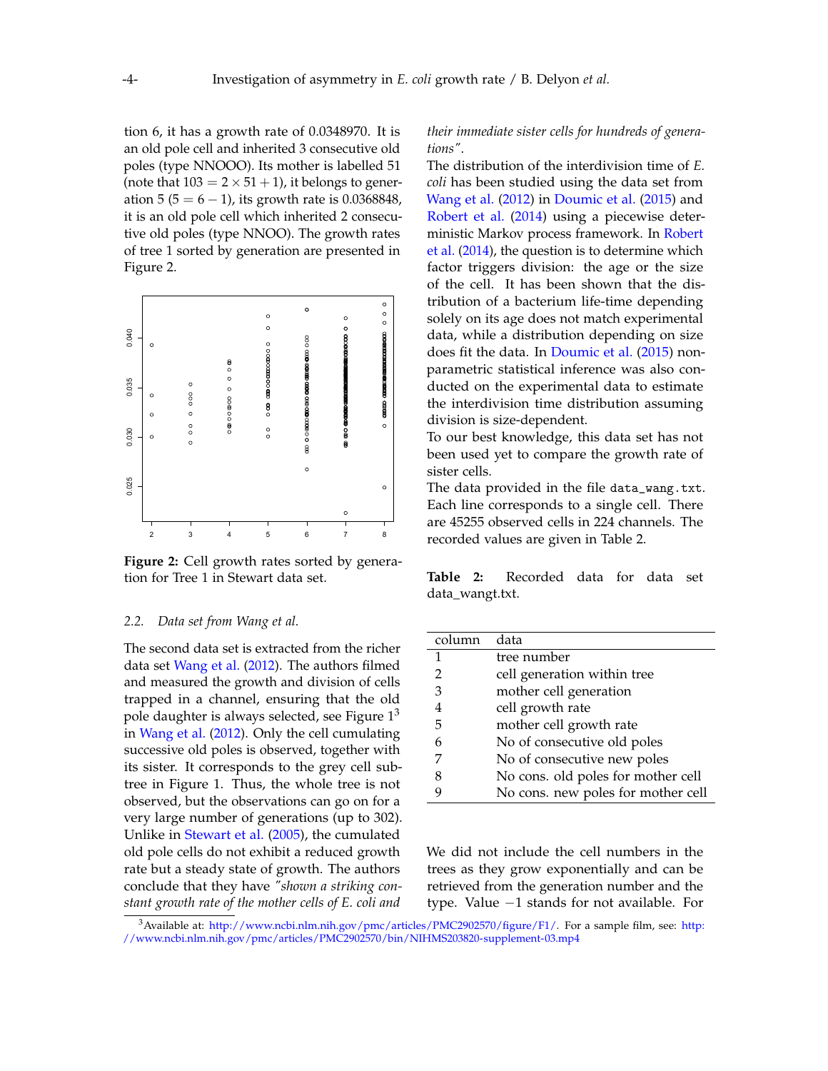tion 6, it has a growth rate of 0.0348970. It is an old pole cell and inherited 3 consecutive old poles (type NNOOO). Its mother is labelled 51 (note that $103 = 2 \times 51 + 1$), it belongs to generation 5 ($5 = 6 - 1$), its growth rate is 0.0368848, it is an old pole cell which inherited 2 consecutive old poles (type NNOO). The growth rates of tree 1 sorted by generation are presented in Figure 2.

**Figure 2:** Cell growth rates sorted by generation for Tree 1 in Stewart data set.

### 2.2. *Data set from Wang et al.*

The second data set is extracted from the richer data set Wang et al. (2012). The authors filmed and measured the growth and division of cells trapped in a channel, ensuring that the old pole daughter is always selected, see Figure 1[3] in Wang et al. (2012). Only the cell cumulating successive old poles is observed, together with its sister. It corresponds to the grey cell subtree in Figure 1. Thus, the whole tree is not observed, but the observations can go on for a very large number of generations (up to 302). Unlike in Stewart et al. (2005), the cumulated old pole cells do not exhibit a reduced growth rate but a steady state of growth. The authors conclude that they have *"shown a striking constant growth rate of the mother cells of E. coli and their immediate sister cells for hundreds of generations"*.

The distribution of the interdivision time of *E. coli* has been studied using the data set from Wang et al. (2012) in Doumic et al. (2015) and Robert et al. (2014) using a piecewise deterministic Markov process framework. In Robert et al. (2014), the question is to determine which factor triggers division: the age or the size of the cell. It has been shown that the distribution of a bacterium life-time depending solely on its age does not match experimental data, while a distribution depending on size does fit the data. In Doumic et al. (2015) nonparametric statistical inference was also conducted on the experimental data to estimate the interdivision time distribution assuming division is size-dependent.

To our best knowledge, this data set has not been used yet to compare the growth rate of sister cells.

The data provided in the file `data_wang.txt`. Each line corresponds to a single cell. There are 45255 observed cells in 224 channels. The recorded values are given in Table 2.

**Table 2:** Recorded data for data set data_wangt.txt.

| column | data |
|---|---|
| 1 | tree number |
| 2 | cell generation within tree |
| 3 | mother cell generation |
| 4 | cell growth rate |
| 5 | mother cell growth rate |
| 6 | No of consecutive old poles |
| 7 | No of consecutive new poles |
| 8 | No cons. old poles for mother cell |
| 9 | No cons. new poles for mother cell |

We did not include the cell numbers in the trees as they grow exponentially and can be retrieved from the generation number and the type. Value $-1$ stands for not available. For

[3] Available at: http://www.ncbi.nlm.nih.gov/pmc/articles/PMC2902570/figure/F1/. For a sample film, see: http://www.ncbi.nlm.nih.gov/pmc/articles/PMC2902570/bin/NIHMS203820-supplement-03.mp4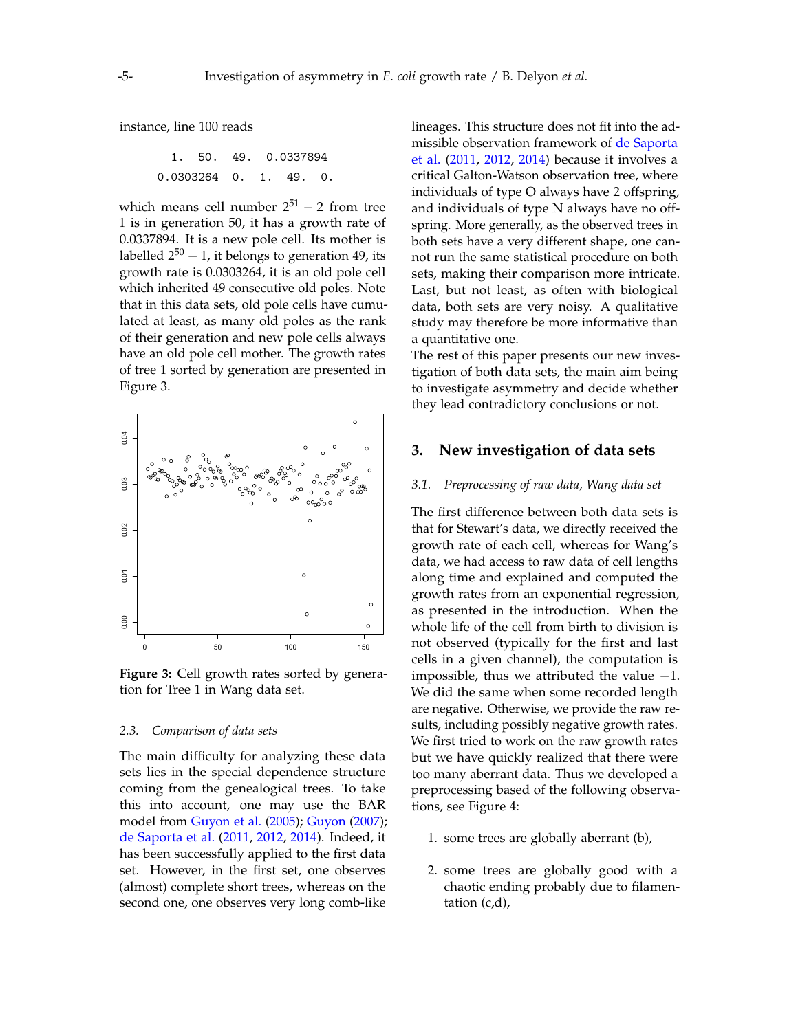instance, line 100 reads

```
   1.  50.  49.  0.0337894
0.0303264  0.  1.  49.  0.
```

which means cell number $2^{51}-2$ from tree 1 is in generation 50, it has a growth rate of 0.0337894. It is a new pole cell. Its mother is labelled $2^{50}-1$, it belongs to generation 49, its growth rate is 0.0303264, it is an old pole cell which inherited 49 consecutive old poles. Note that in this data sets, old pole cells have cumulated at least, as many old poles as the rank of their generation and new pole cells always have an old pole cell mother. The growth rates of tree 1 sorted by generation are presented in Figure 3.

**Figure 3:** Cell growth rates sorted by generation for Tree 1 in Wang data set.

### 2.3. *Comparison of data sets*

The main difficulty for analyzing these data sets lies in the special dependence structure coming from the genealogical trees. To take this into account, one may use the BAR model from Guyon et al. (2005); Guyon (2007); de Saporta et al. (2011, 2012, 2014). Indeed, it has been successfully applied to the first data set. However, in the first set, one observes (almost) complete short trees, whereas on the second one, one observes very long comb-like lineages. This structure does not fit into the admissible observation framework of de Saporta et al. (2011, 2012, 2014) because it involves a critical Galton-Watson observation tree, where individuals of type O always have 2 offspring, and individuals of type N always have no offspring. More generally, as the observed trees in both sets have a very different shape, one cannot run the same statistical procedure on both sets, making their comparison more intricate. Last, but not least, as often with biological data, both sets are very noisy. A qualitative study may therefore be more informative than a quantitative one.

The rest of this paper presents our new investigation of both data sets, the main aim being to investigate asymmetry and decide whether they lead contradictory conclusions or not.

## 3. New investigation of data sets

### 3.1. *Preprocessing of raw data, Wang data set*

The first difference between both data sets is that for Stewart's data, we directly received the growth rate of each cell, whereas for Wang's data, we had access to raw data of cell lengths along time and explained and computed the growth rates from an exponential regression, as presented in the introduction. When the whole life of the cell from birth to division is not observed (typically for the first and last cells in a given channel), the computation is impossible, thus we attributed the value $-1$. We did the same when some recorded length are negative. Otherwise, we provide the raw results, including possibly negative growth rates. We first tried to work on the raw growth rates but we have quickly realized that there were too many aberrant data. Thus we developed a preprocessing based of the following observations, see Figure 4:

1. some trees are globally aberrant (b),

2. some trees are globally good with a chaotic ending probably due to filamentation (c,d),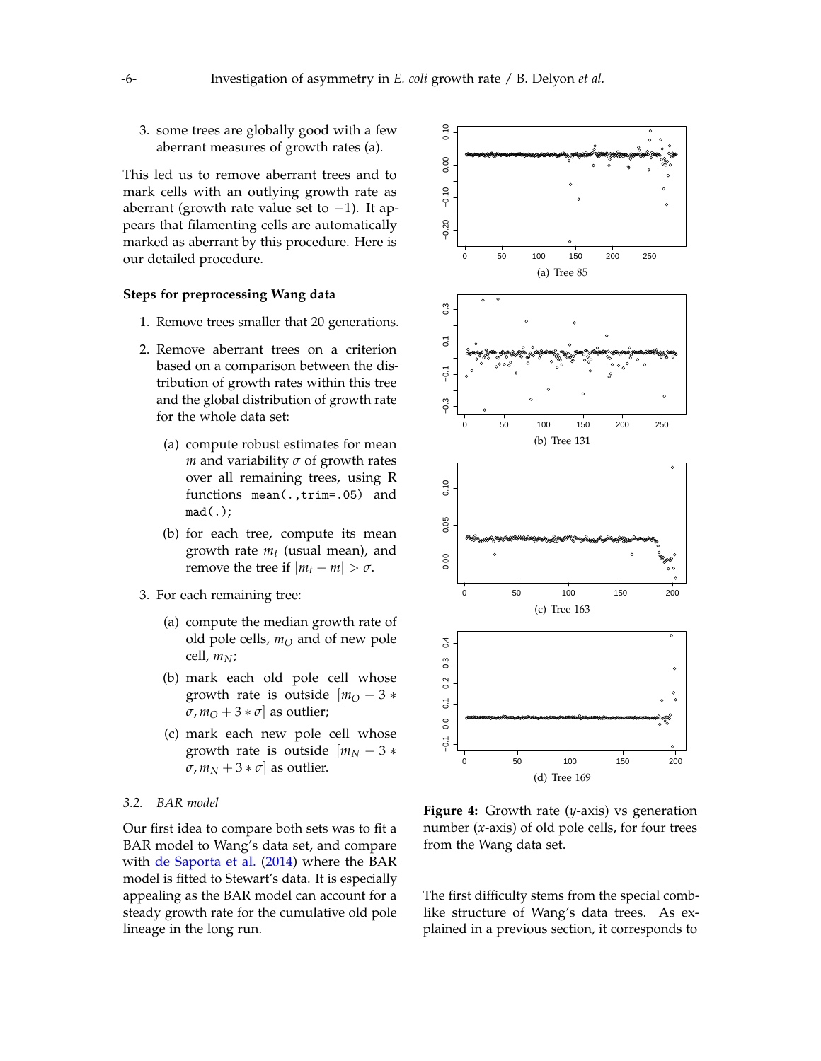3. some trees are globally good with a few aberrant measures of growth rates (a).

This led us to remove aberrant trees and to mark cells with an outlying growth rate as aberrant (growth rate value set to $-1$). It appears that filamenting cells are automatically marked as aberrant by this procedure. Here is our detailed procedure.

#### Steps for preprocessing Wang data

1. Remove trees smaller that 20 generations.
2. Remove aberrant trees on a criterion based on a comparison between the distribution of growth rates within this tree and the global distribution of growth rate for the whole data set:
   (a) compute robust estimates for mean $m$ and variability $\sigma$ of growth rates over all remaining trees, using R functions `mean(.,trim=.05)` and `mad(.)`;
   (b) for each tree, compute its mean growth rate $m_t$ (usual mean), and remove the tree if $|m_t - m| > \sigma$.
3. For each remaining tree:
   (a) compute the median growth rate of old pole cells, $m_O$ and of new pole cell, $m_N$;
   (b) mark each old pole cell whose growth rate is outside $[m_O - 3 * \sigma, m_O + 3 * \sigma]$ as outlier;
   (c) mark each new pole cell whose growth rate is outside $[m_N - 3 * \sigma, m_N + 3 * \sigma]$ as outlier.

(a) Tree 85

(b) Tree 131

(c) Tree 163

(d) Tree 169

**Figure 4:** Growth rate ($y$-axis) vs generation number ($x$-axis) of old pole cells, for four trees from the Wang data set.

### 3.2. BAR model

Our first idea to compare both sets was to fit a BAR model to Wang's data set, and compare with de Saporta et al. (2014) where the BAR model is fitted to Stewart's data. It is especially appealing as the BAR model can account for a steady growth rate for the cumulative old pole lineage in the long run.

The first difficulty stems from the special comb-like structure of Wang's data trees. As explained in a previous section, it corresponds to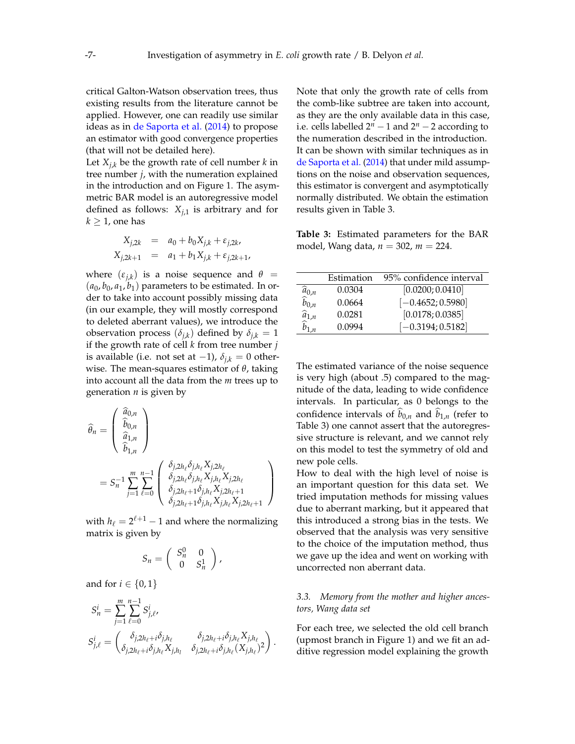critical Galton-Watson observation trees, thus existing results from the literature cannot be applied. However, one can readily use similar ideas as in de Saporta et al. (2014) to propose an estimator with good convergence properties (that will not be detailed here).

Let $X_{j,k}$ be the growth rate of cell number $k$ in tree number $j$, with the numeration explained in the introduction and on Figure 1. The asymmetric BAR model is an autoregressive model defined as follows: $X_{j,1}$ is arbitrary and for $k \geq 1$, one has

$$
\begin{aligned}
X_{j,2k} &= a_0 + b_0 X_{j,k} + \varepsilon_{j,2k}, \\
X_{j,2k+1} &= a_1 + b_1 X_{j,k} + \varepsilon_{j,2k+1},
\end{aligned}
$$

where $(\varepsilon_{j,k})$ is a noise sequence and $\theta = (a_0, b_0, a_1, b_1)$ parameters to be estimated. In order to take into account possibly missing data (in our example, they will mostly correspond to deleted aberrant values), we introduce the observation process $(\delta_{j,k})$ defined by $\delta_{j,k} = 1$ if the growth rate of cell $k$ from tree number $j$ is available (i.e. not set at $-1$), $\delta_{j,k} = 0$ otherwise. The mean-squares estimator of $\theta$, taking into account all the data from the $m$ trees up to generation $n$ is given by

$$
\widehat{\theta}_n = \begin{pmatrix} \widehat{a}_{0,n} \\ \widehat{b}_{0,n} \\ \widehat{a}_{1,n} \\ \widehat{b}_{1,n} \end{pmatrix}
= S_n^{-1} \sum_{j=1}^{m} \sum_{\ell=0}^{n-1} \begin{pmatrix} \delta_{j,2h_\ell} \delta_{j,h_\ell} X_{j,2h_\ell} \\ \delta_{j,2h_\ell} \delta_{j,h_\ell} X_{j,h_\ell} X_{j,2h_\ell} \\ \delta_{j,2h_\ell+1} \delta_{j,h_\ell} X_{j,2h_\ell+1} \\ \delta_{j,2h_\ell+1} \delta_{j,h_\ell} X_{j,h_\ell} X_{j,2h_\ell+1} \end{pmatrix}
$$

with $h_\ell = 2^{\ell+1} - 1$ and where the normalizing matrix is given by

$$
S_n = \begin{pmatrix} S_n^0 & 0 \\ 0 & S_n^1 \end{pmatrix},
$$

and for $i \in \{0, 1\}$

$$
S_n^i = \sum_{j=1}^{m} \sum_{\ell=0}^{n-1} S_{j,\ell}^i,
$$

$$
S_{j,\ell}^i = \begin{pmatrix} \delta_{j,2h_\ell+i} \delta_{j,h_\ell} & \delta_{j,2h_\ell+i} \delta_{j,h_\ell} X_{j,h_\ell} \\ \delta_{j,2h_\ell+i} \delta_{j,h_\ell} X_{j,h_l} & \delta_{j,2h_\ell+i} \delta_{j,h_\ell} (X_{j,h_\ell})^2 \end{pmatrix}.
$$

Note that only the growth rate of cells from the comb-like subtree are taken into account, as they are the only available data in this case, i.e. cells labelled $2^n - 1$ and $2^n - 2$ according to the numeration described in the introduction. It can be shown with similar techniques as in de Saporta et al. (2014) that under mild assumptions on the noise and observation sequences, this estimator is convergent and asymptotically normally distributed. We obtain the estimation results given in Table 3.

**Table 3:** Estimated parameters for the BAR model, Wang data, $n = 302$, $m = 224$.

| | Estimation | 95% confidence interval |
|---|---|---|
| $\widehat{a}_{0,n}$ | 0.0304 | $[0.0200; 0.0410]$ |
| $\widehat{b}_{0,n}$ | 0.0664 | $[-0.4652; 0.5980]$ |
| $\widehat{a}_{1,n}$ | 0.0281 | $[0.0178; 0.0385]$ |
| $\widehat{b}_{1,n}$ | 0.0994 | $[-0.3194; 0.5182]$ |

The estimated variance of the noise sequence is very high (about .5) compared to the magnitude of the data, leading to wide confidence intervals. In particular, as 0 belongs to the confidence intervals of $\widehat{b}_{0,n}$ and $\widehat{b}_{1,n}$ (refer to Table 3) one cannot assert that the autoregressive structure is relevant, and we cannot rely on this model to test the symmetry of old and new pole cells.

How to deal with the high level of noise is an important question for this data set. We tried imputation methods for missing values due to aberrant marking, but it appeared that this introduced a strong bias in the tests. We observed that the analysis was very sensitive to the choice of the imputation method, thus we gave up the idea and went on working with uncorrected non aberrant data.

### 3.3. *Memory from the mother and higher ancestors, Wang data set*

For each tree, we selected the old cell branch (upmost branch in Figure 1) and we fit an additive regression model explaining the growth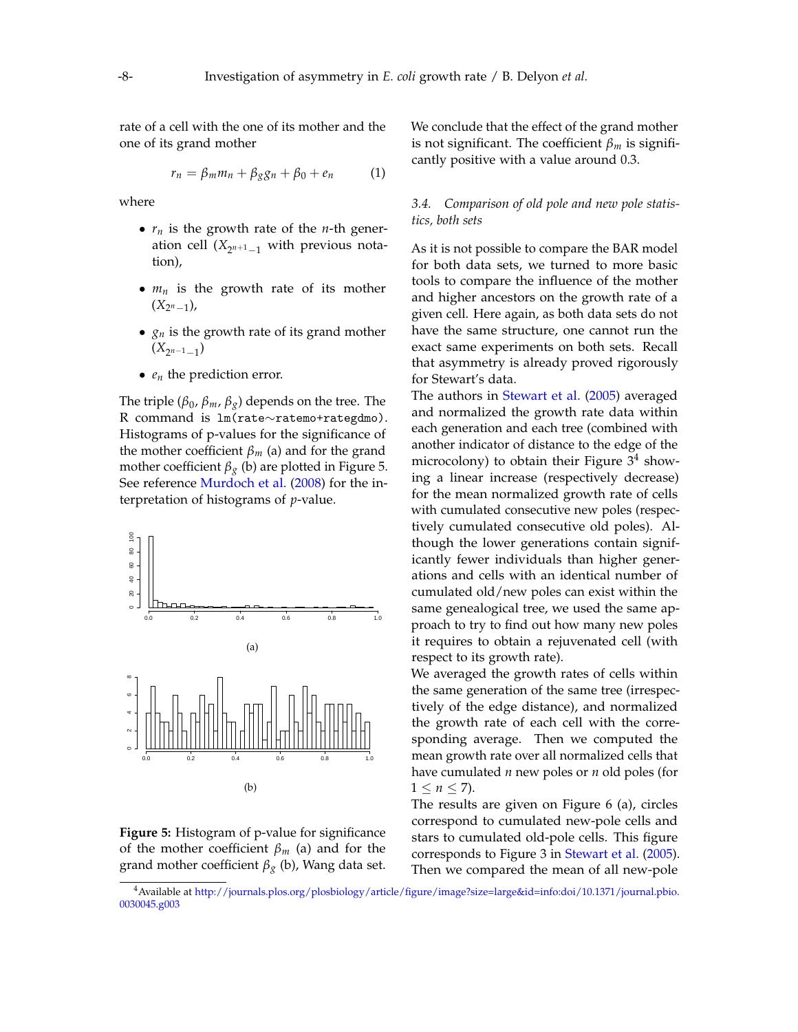rate of a cell with the one of its mother and the one of its grand mother

$$r_n = \beta_m m_n + \beta_g g_n + \beta_0 + e_n \quad (1)$$

where

- $r_n$ is the growth rate of the $n$-th generation cell ($X_{2^{n+1}-1}$ with previous notation),
- $m_n$ is the growth rate of its mother ($X_{2^n-1}$),
- $g_n$ is the growth rate of its grand mother ($X_{2^{n-1}-1}$)
- $e_n$ the prediction error.

The triple ($\beta_0$, $\beta_m$, $\beta_g$) depends on the tree. The R command is `lm(rate~ratemo+rategdmo)`. Histograms of p-values for the significance of the mother coefficient $\beta_m$ (a) and for the grand mother coefficient $\beta_g$ (b) are plotted in Figure 5. See reference Murdoch et al. (2008) for the interpretation of histograms of $p$-value.

(a)

(b)

**Figure 5:** Histogram of p-value for significance of the mother coefficient $\beta_m$ (a) and for the grand mother coefficient $\beta_g$ (b), Wang data set.

We conclude that the effect of the grand mother is not significant. The coefficient $\beta_m$ is significantly positive with a value around 0.3.

### *3.4. Comparison of old pole and new pole statistics, both sets*

As it is not possible to compare the BAR model for both data sets, we turned to more basic tools to compare the influence of the mother and higher ancestors on the growth rate of a given cell. Here again, as both data sets do not have the same structure, one cannot run the exact same experiments on both sets. Recall that asymmetry is already proved rigorously for Stewart's data.

The authors in Stewart et al. (2005) averaged and normalized the growth rate data within each generation and each tree (combined with another indicator of distance to the edge of the microcolony) to obtain their Figure 3[4] showing a linear increase (respectively decrease) for the mean normalized growth rate of cells with cumulated consecutive new poles (respectively cumulated consecutive old poles). Although the lower generations contain significantly fewer individuals than higher generations and cells with an identical number of cumulated old/new poles can exist within the same genealogical tree, we used the same approach to try to find out how many new poles it requires to obtain a rejuvenated cell (with respect to its growth rate).

We averaged the growth rates of cells within the same generation of the same tree (irrespectively of the edge distance), and normalized the growth rate of each cell with the corresponding average. Then we computed the mean growth rate over all normalized cells that have cumulated $n$ new poles or $n$ old poles (for $1 \leq n \leq 7$).

The results are given on Figure 6 (a), circles correspond to cumulated new-pole cells and stars to cumulated old-pole cells. This figure corresponds to Figure 3 in Stewart et al. (2005). Then we compared the mean of all new-pole

[4] Available at http://journals.plos.org/plosbiology/article/figure/image?size=large&id=info:doi/10.1371/journal.pbio.0030045.g003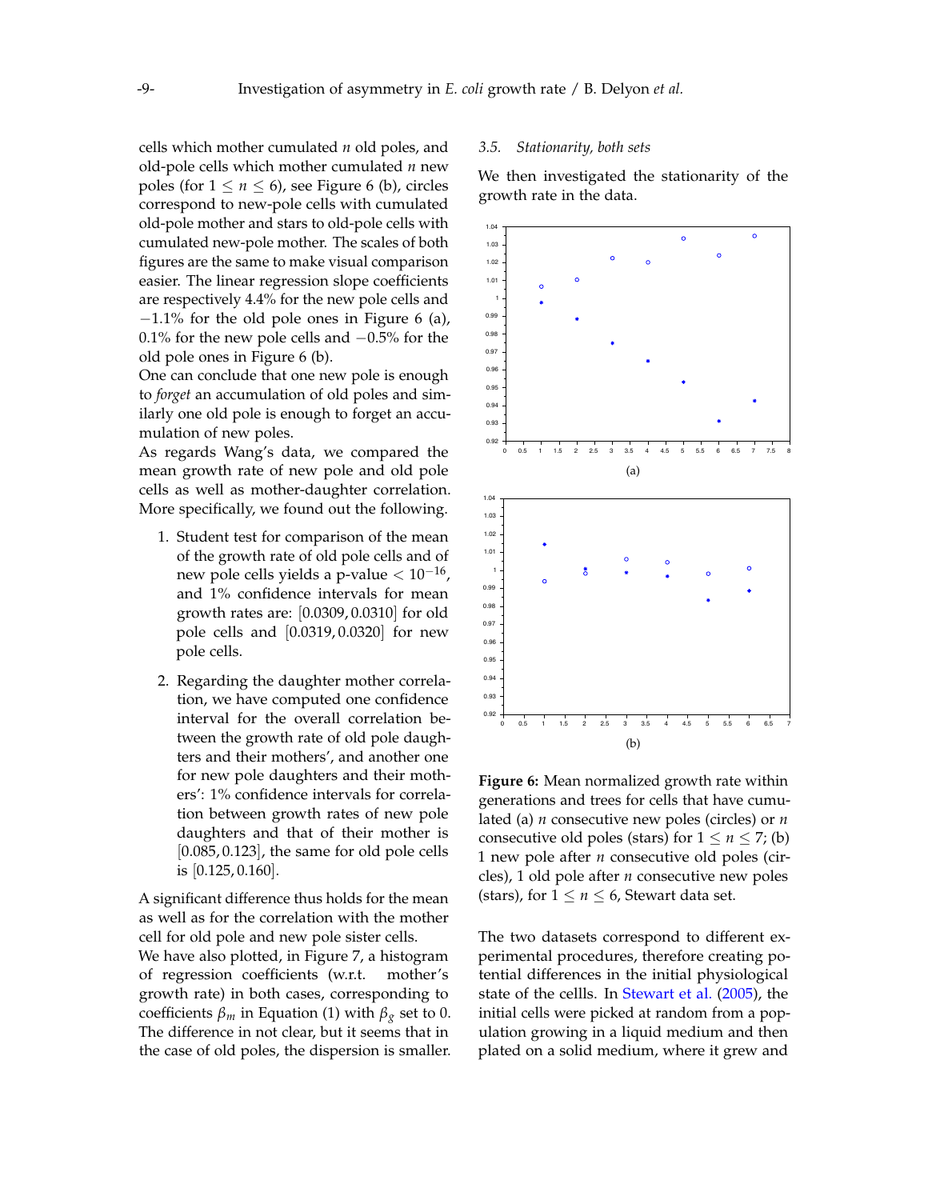cells which mother cumulated $n$ old poles, and old-pole cells which mother cumulated $n$ new poles (for $1 \leq n \leq 6$), see Figure 6 (b), circles correspond to new-pole cells with cumulated old-pole mother and stars to old-pole cells with cumulated new-pole mother. The scales of both figures are the same to make visual comparison easier. The linear regression slope coefficients are respectively 4.4% for the new pole cells and $-1.1$% for the old pole ones in Figure 6 (a), 0.1% for the new pole cells and $-0.5$% for the old pole ones in Figure 6 (b).

One can conclude that one new pole is enough to *forget* an accumulation of old poles and similarly one old pole is enough to forget an accumulation of new poles.

As regards Wang's data, we compared the mean growth rate of new pole and old pole cells as well as mother-daughter correlation. More specifically, we found out the following.

1. Student test for comparison of the mean of the growth rate of old pole cells and of new pole cells yields a p-value $< 10^{-16}$, and 1% confidence intervals for mean growth rates are: $[0.0309, 0.0310]$ for old pole cells and $[0.0319, 0.0320]$ for new pole cells.

2. Regarding the daughter mother correlation, we have computed one confidence interval for the overall correlation between the growth rate of old pole daughters and their mothers', and another one for new pole daughters and their mothers': 1% confidence intervals for correlation between growth rates of new pole daughters and that of their mother is $[0.085, 0.123]$, the same for old pole cells is $[0.125, 0.160]$.

A significant difference thus holds for the mean as well as for the correlation with the mother cell for old pole and new pole sister cells.

We have also plotted, in Figure 7, a histogram of regression coefficients (w.r.t. mother's growth rate) in both cases, corresponding to coefficients $\beta_m$ in Equation (1) with $\beta_g$ set to 0. The difference in not clear, but it seems that in the case of old poles, the dispersion is smaller.

### 3.5. Stationarity, both sets

We then investigated the stationarity of the growth rate in the data.

**Figure 6:** Mean normalized growth rate within generations and trees for cells that have cumulated (a) $n$ consecutive new poles (circles) or $n$ consecutive old poles (stars) for $1 \leq n \leq 7$; (b) 1 new pole after $n$ consecutive old poles (circles), 1 old pole after $n$ consecutive new poles (stars), for $1 \leq n \leq 6$, Stewart data set.

The two datasets correspond to different experimental procedures, therefore creating potential differences in the initial physiological state of the cellls. In Stewart et al. (2005), the initial cells were picked at random from a population growing in a liquid medium and then plated on a solid medium, where it grew and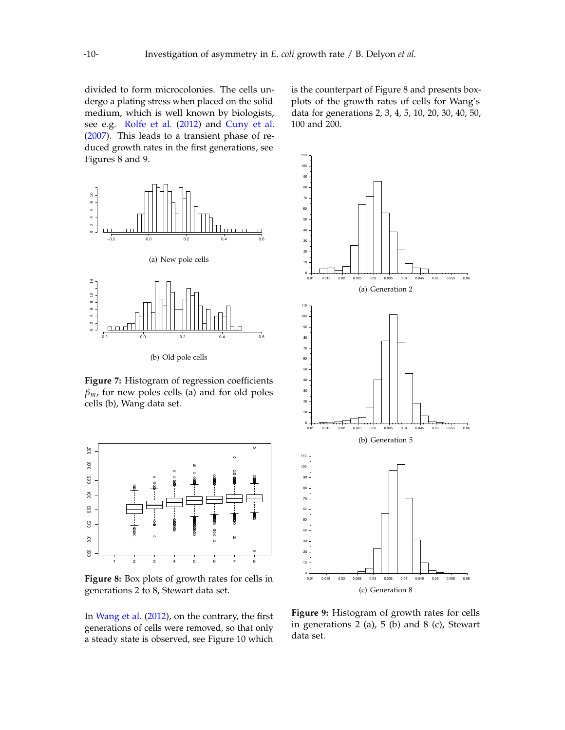divided to form microcolonies. The cells undergo a plating stress when placed on the solid medium, which is well known by biologists, see e.g. Rolfe et al. (2012) and Cuny et al. (2007). This leads to a transient phase of reduced growth rates in the first generations, see Figures 8 and 9.

(a) New pole cells

(b) Old pole cells

**Figure 7:** Histogram of regression coefficients $\beta_m$, for new poles cells (a) and for old poles cells (b), Wang data set.

**Figure 8:** Box plots of growth rates for cells in generations 2 to 8, Stewart data set.

In Wang et al. (2012), on the contrary, the first generations of cells were removed, so that only a steady state is observed, see Figure 10 which is the counterpart of Figure 8 and presents boxplots of the growth rates of cells for Wang's data for generations 2, 3, 4, 5, 10, 20, 30, 40, 50, 100 and 200.

(a) Generation 2

(b) Generation 5

(c) Generation 8

**Figure 9:** Histogram of growth rates for cells in generations 2 (a), 5 (b) and 8 (c), Stewart data set.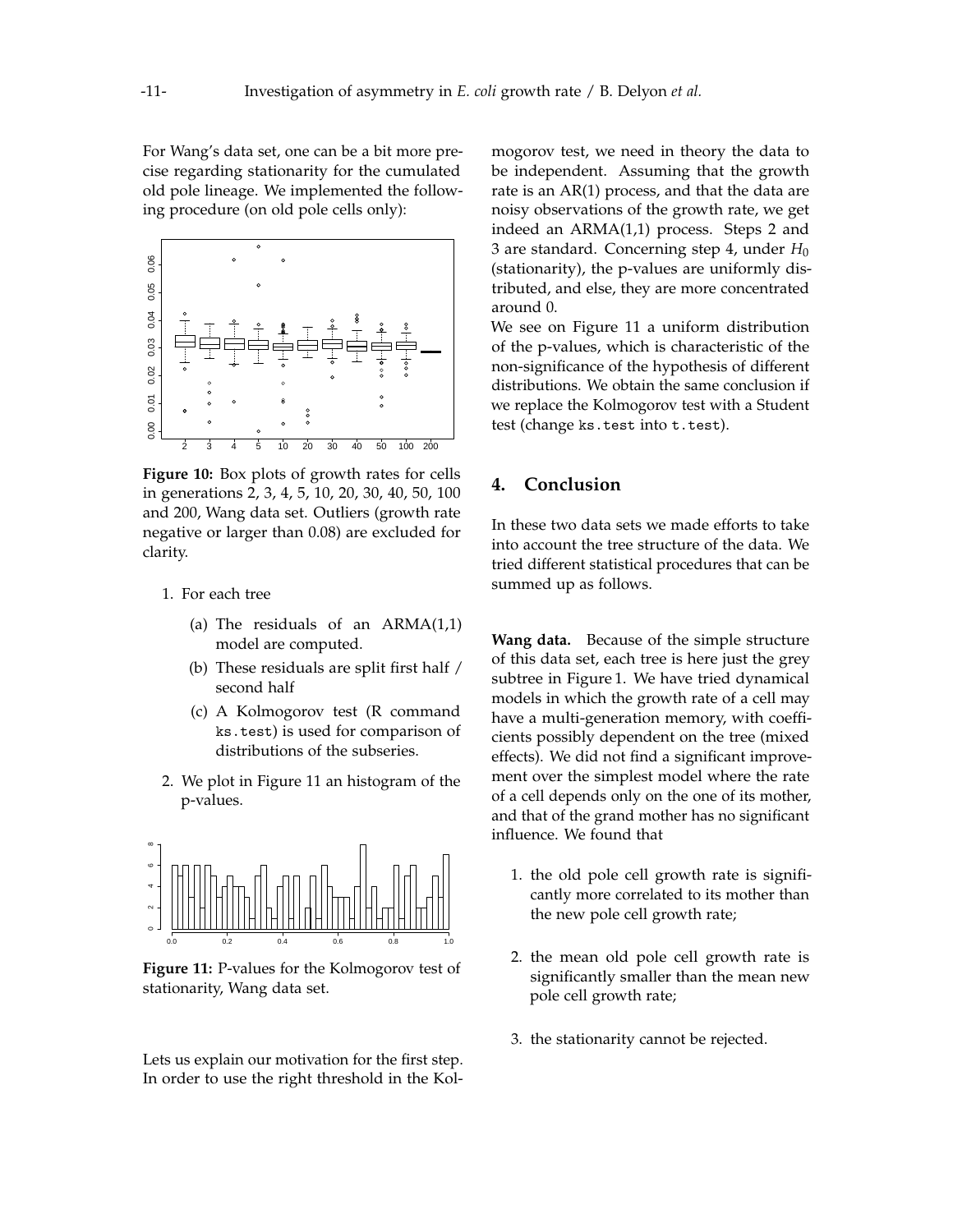For Wang's data set, one can be a bit more precise regarding stationarity for the cumulated old pole lineage. We implemented the following procedure (on old pole cells only):

**Figure 10:** Box plots of growth rates for cells in generations 2, 3, 4, 5, 10, 20, 30, 40, 50, 100 and 200, Wang data set. Outliers (growth rate negative or larger than 0.08) are excluded for clarity.

1. For each tree
   (a) The residuals of an ARMA(1,1) model are computed.
   (b) These residuals are split first half / second half
   (c) A Kolmogorov test (R command `ks.test`) is used for comparison of distributions of the subseries.
2. We plot in Figure 11 an histogram of the p-values.

**Figure 11:** P-values for the Kolmogorov test of stationarity, Wang data set.

Lets us explain our motivation for the first step. In order to use the right threshold in the Kolmogorov test, we need in theory the data to be independent. Assuming that the growth rate is an AR(1) process, and that the data are noisy observations of the growth rate, we get indeed an ARMA(1,1) process. Steps 2 and 3 are standard. Concerning step 4, under $H_0$ (stationarity), the p-values are uniformly distributed, and else, they are more concentrated around 0.

We see on Figure 11 a uniform distribution of the p-values, which is characteristic of the non-significance of the hypothesis of different distributions. We obtain the same conclusion if we replace the Kolmogorov test with a Student test (change `ks.test` into `t.test`).

## 4. Conclusion

In these two data sets we made efforts to take into account the tree structure of the data. We tried different statistical procedures that can be summed up as follows.

**Wang data.** Because of the simple structure of this data set, each tree is here just the grey subtree in Figure 1. We have tried dynamical models in which the growth rate of a cell may have a multi-generation memory, with coefficients possibly dependent on the tree (mixed effects). We did not find a significant improvement over the simplest model where the rate of a cell depends only on the one of its mother, and that of the grand mother has no significant influence. We found that

1. the old pole cell growth rate is significantly more correlated to its mother than the new pole cell growth rate;
2. the mean old pole cell growth rate is significantly smaller than the mean new pole cell growth rate;
3. the stationarity cannot be rejected.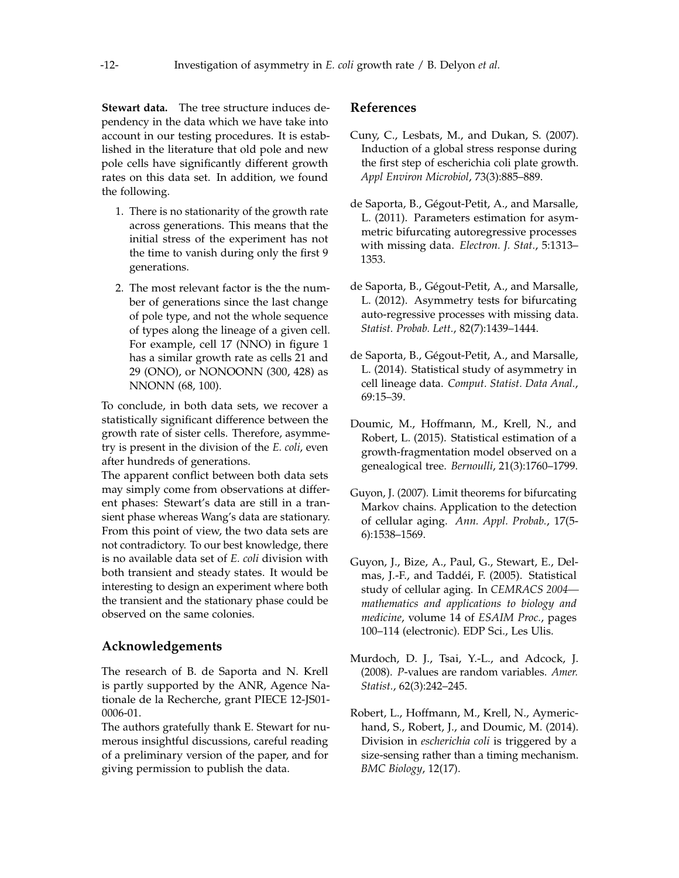**Stewart data.** The tree structure induces dependency in the data which we have take into account in our testing procedures. It is established in the literature that old pole and new pole cells have significantly different growth rates on this data set. In addition, we found the following.

1. There is no stationarity of the growth rate across generations. This means that the initial stress of the experiment has not the time to vanish during only the first 9 generations.
2. The most relevant factor is the the number of generations since the last change of pole type, and not the whole sequence of types along the lineage of a given cell. For example, cell 17 (NNO) in figure 1 has a similar growth rate as cells 21 and 29 (ONO), or NONOONN (300, 428) as NNONN (68, 100).

To conclude, in both data sets, we recover a statistically significant difference between the growth rate of sister cells. Therefore, asymmetry is present in the division of the *E. coli*, even after hundreds of generations.

The apparent conflict between both data sets may simply come from observations at different phases: Stewart's data are still in a transient phase whereas Wang's data are stationary. From this point of view, the two data sets are not contradictory. To our best knowledge, there is no available data set of *E. coli* division with both transient and steady states. It would be interesting to design an experiment where both the transient and the stationary phase could be observed on the same colonies.

## Acknowledgements

The research of B. de Saporta and N. Krell is partly supported by the ANR, Agence Nationale de la Recherche, grant PIECE 12-JS01-0006-01.

The authors gratefully thank E. Stewart for numerous insightful discussions, careful reading of a preliminary version of the paper, and for giving permission to publish the data.

## References

Cuny, C., Lesbats, M., and Dukan, S. (2007). Induction of a global stress response during the first step of escherichia coli plate growth. *Appl Environ Microbiol*, 73(3):885–889.

de Saporta, B., Gégout-Petit, A., and Marsalle, L. (2011). Parameters estimation for asymmetric bifurcating autoregressive processes with missing data. *Electron. J. Stat.*, 5:1313–1353.

de Saporta, B., Gégout-Petit, A., and Marsalle, L. (2012). Asymmetry tests for bifurcating auto-regressive processes with missing data. *Statist. Probab. Lett.*, 82(7):1439–1444.

de Saporta, B., Gégout-Petit, A., and Marsalle, L. (2014). Statistical study of asymmetry in cell lineage data. *Comput. Statist. Data Anal.*, 69:15–39.

Doumic, M., Hoffmann, M., Krell, N., and Robert, L. (2015). Statistical estimation of a growth-fragmentation model observed on a genealogical tree. *Bernoulli*, 21(3):1760–1799.

Guyon, J. (2007). Limit theorems for bifurcating Markov chains. Application to the detection of cellular aging. *Ann. Appl. Probab.*, 17(5-6):1538–1569.

Guyon, J., Bize, A., Paul, G., Stewart, E., Delmas, J.-F., and Taddéi, F. (2005). Statistical study of cellular aging. In *CEMRACS 2004—mathematics and applications to biology and medicine*, volume 14 of *ESAIM Proc.*, pages 100–114 (electronic). EDP Sci., Les Ulis.

Murdoch, D. J., Tsai, Y.-L., and Adcock, J. (2008). *P*-values are random variables. *Amer. Statist.*, 62(3):242–245.

Robert, L., Hoffmann, M., Krell, N., Aymerichand, S., Robert, J., and Doumic, M. (2014). Division in *escherichia coli* is triggered by a size-sensing rather than a timing mechanism. *BMC Biology*, 12(17).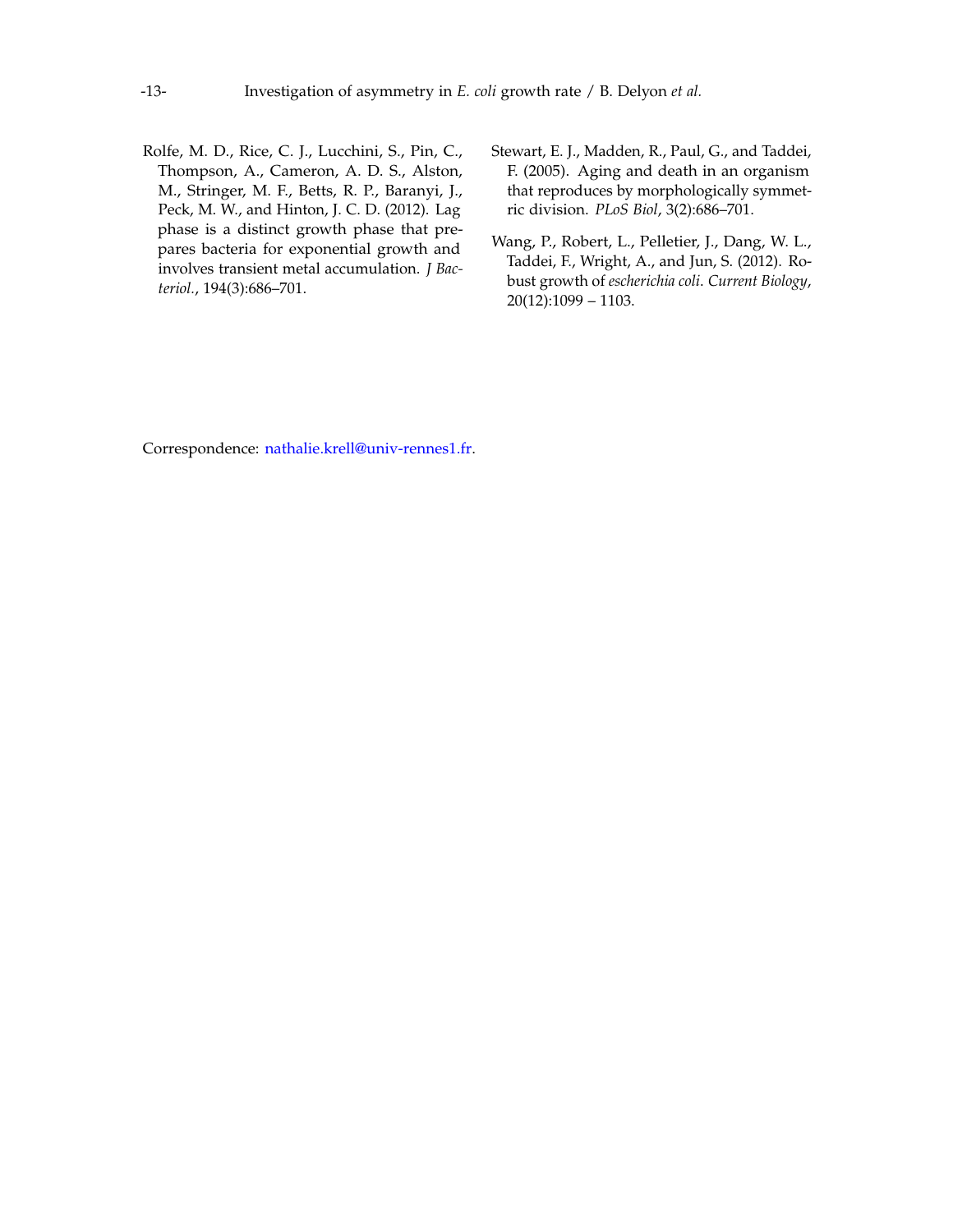Rolfe, M. D., Rice, C. J., Lucchini, S., Pin, C., Thompson, A., Cameron, A. D. S., Alston, M., Stringer, M. F., Betts, R. P., Baranyi, J., Peck, M. W., and Hinton, J. C. D. (2012). Lag phase is a distinct growth phase that prepares bacteria for exponential growth and involves transient metal accumulation. *J Bacteriol.*, 194(3):686–701.

Stewart, E. J., Madden, R., Paul, G., and Taddei, F. (2005). Aging and death in an organism that reproduces by morphologically symmetric division. *PLoS Biol*, 3(2):686–701.

Wang, P., Robert, L., Pelletier, J., Dang, W. L., Taddei, F., Wright, A., and Jun, S. (2012). Robust growth of *escherichia coli*. *Current Biology*, 20(12):1099 – 1103.

Correspondence: nathalie.krell@univ-rennes1.fr.